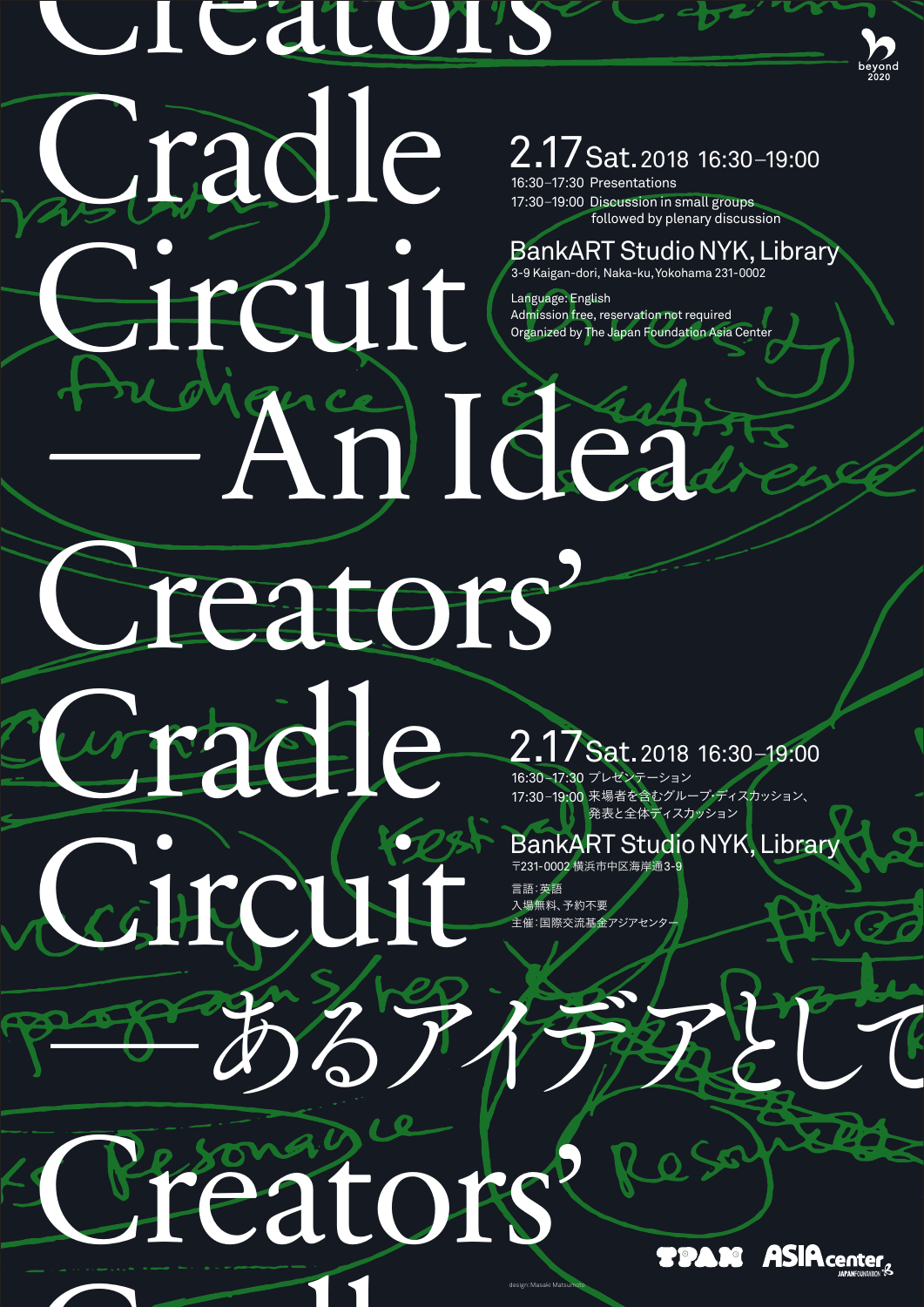# Creators' Cradle Circuit — An Idea

**2.17 Sat. 2018 16:30–19:00**

16:30–17:30 Presentations
17:30–19:00 Discussion in small groups followed by plenary discussion

**BankART Studio NYK, Library**

3-9 Kaigan-dori, Naka-ku, Yokohama 231-0002

Language: English
Admission free, reservation not required
Organized by The Japan Foundation Asia Center

# Creators' Cradle Circuit —あるアイデアとして

**2.17 Sat. 2018 16:30–19:00**

16:30–17:30 プレゼンテーション
17:30–19:00 来場者を含むグループ・ディスカッション、発表と全体ディスカッション

**BankART Studio NYK, Library**

〒231-0002 横浜市中区海岸通3-9

言語：英語
入場無料、予約不要
主催：国際交流基金アジアセンター

beyond 2020

TPAM　ASIA center JAPAN FOUNDATION

design: Masaki Matsumoto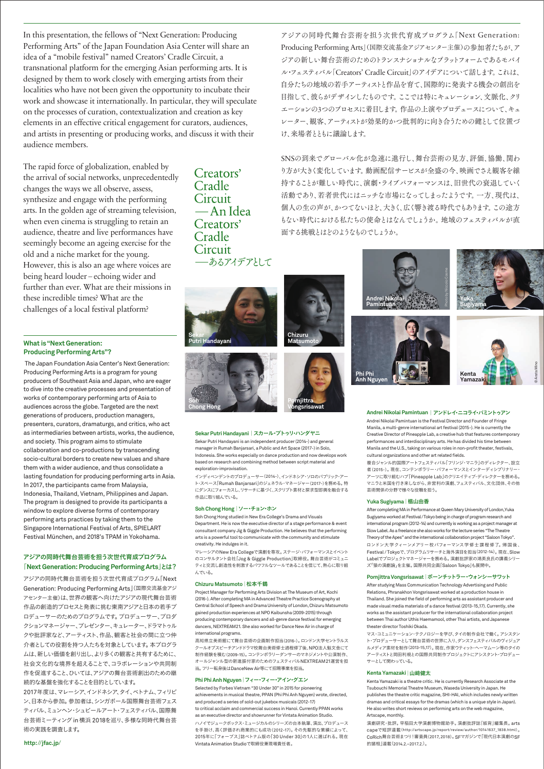In this presentation, the fellows of "Next Generation: Producing Performing Arts" of the Japan Foundation Asia Center will share an idea of a "mobile festival" named Creators' Cradle Circuit, a transnational platform for the emerging Asian performing arts. It is designed by them to work closely with emerging artists from their localities who have not been given the opportunity to incubate their work and showcase it internationally. In particular, they will speculate on the processes of curation, contextualization and creation as key elements in an effective critical engagement for curators, audiences, and artists in presenting or producing works, and discuss it with their audience members.

The rapid force of globalization, enabled by the arrival of social networks, unprecedentedly changes the ways we all observe, assess, synthesize and engage with the performing arts. In the golden age of streaming television, when even cinema is struggling to retain an audience, theatre and live performances have seemingly become an ageing exercise for the old and a niche market for the young. However, this is also an age where voices are being heard louder – echoing wider and further than ever. What are their missions in these incredible times? What are the challenges of a local festival platform?

# Creators' Cradle Circuit — An Idea

# Creators' Cradle Circuit —あるアイデアとして

アジアの同時代舞台芸術を担う次世代育成プログラム「Next Generation: Producing Performing Arts」(国際交流基金アジアセンター主催)の参加者たちが、アジアの新しい舞台芸術のためのトランスナショナルなプラットフォームであるモバイル・フェスティバル「Creators' Cradle Circuit」のアイデアについて話します。これは、自分たちの地域の若手アーティストと作品を育て、国際的に発表する機会の創出を目指して、彼らがデザインしたものです。ここでは特にキュレーション、文脈化、クリエーションの3つのプロセスに着目します。作品の上演やプロデュースについて、キュレーター、観客、アーティストが効果的かつ批判的に向き合うための鍵として位置づけ、来場者とともに議論します。

SNSの到来でグローバル化が急速に進行し、舞台芸術の見方、評価、協働、関わり方が大きく変化しています。動画配信サービスが全盛の今、映画でさえ観客を維持することが難しい時代に、演劇・ライブパフォーマンスは、旧世代の衰退していく活動であり、若者世代にはニッチな市場になってしまったようです。一方、現代は、個人の生の声が、かつてないほど、大きく、広く響き渡る時代でもあります。この途方もない時代における私たちの使命とはなんでしょうか。地域のフェスティバルが直面する挑戦とはどのようなものでしょうか。

### What is "Next Generation: Producing Performing Arts"?

The Japan Foundation Asia Center's Next Generation: Producing Performing Arts is a program for young producers of Southeast Asia and Japan, who are eager to dive into the creative processes and presentation of works of contemporary performing arts of Asia to audiences across the globe. Targeted are the next generations of producers, production managers, presenters, curators, dramaturgs, and critics, who act as intermediaries between artists, works, the audience, and society. This program aims to stimulate collaboration and co-productions by transcending socio-cultural borders to create new values and share them with a wider audience, and thus consolidate a lasting foundation for producing performing arts in Asia. In 2017, the participants came from Malaysia, Indonesia, Thailand, Vietnam, Philippines and Japan. The program is designed to provide its participants a window to explore diverse forms of contemporary performing arts practices by taking them to the Singapore International Festival of Arts, SPIELART Festival München, and 2018's TPAM in Yokohama.

### アジアの同時代舞台芸術を担う次世代育成プログラム「Next Generation: Producing Performing Arts」とは?

アジアの同時代舞台芸術を担う次世代育成プログラム「Next Generation: Producing Performing Arts」(国際交流基金アジアセンター主催)は、世界の観客へ向けたアジアの現代舞台芸術作品の創造的プロセスと発表に挑む東南アジアと日本の若手プロデューサーのためのプログラムです。プロデューサー、プロダクションマネージャー、プレゼンター、キュレーター、ドラマトゥルクや批評家など、アーティスト、作品、観客と社会の間に立つ仲介者としての役割を持つ人たちを対象としています。本プログラムは、新しい価値を創り出し、より多くの観客と共有するために、社会文化的な境界を超えることで、コラボレーションや共同制作を促進すること、ひいては、アジアの舞台芸術創出のための継続的な基盤を強化することを目的としています。

2017年度は、マレーシア、インドネシア、タイ、ベトナム、フィリピン、日本から参加。参加者は、シンガポール国際舞台芸術フェスティバル、ミュンヘン・シュピールアート・フェスティバル、国際舞台芸術ミーティングin横浜 2018を巡り、多様な同時代舞台芸術の実践を調査します。

http://jfac.jp/

Sekar Putri Handayani

Chizuru Matsumoto

Soh Chong Hong

Pornjittra Vongsrisawat

Andrei Nikolai Pamintuan

Yuka Sugiyama

Phi Phi Anh Nguyen

Kenta Yamazaki

#### Sekar Putri Handayani | スカール・プトゥリ・ハンダヤニ

Sekar Putri Handayani is an independent producer (2014-) and general manager in Rumah Banjarsari, a Public and Art Space (2017-) in Solo, Indonesia. She works especially on dance production and now develops work based on research and combining method between script material and exploration-improvisation.

インディペンデントのプロデューサー(2014-)、インドネシア・ソロのパブリック・アート・スペース「Rumah Banjarsari」のジェネラル・マネージャー(2017-)を務める。特にダンスにフォーカスし、リサーチに基づく、スクリプト素材と探求型即興を融合する作品に取り組んでいる。

#### Soh Chong Hong | ソー・チョン・ホン

Soh Chong Hong studied in New Era College's Drama and Visuals Department. He is now the executive director of a stage performance & event consultant company Jig & Giggle Production. He believes that the performing arts is a powerful tool to communicate with the community and stimulate creativity. He indulges in it.

マレーシアのNew Era Collegeで演劇を専攻。ステージ・パフォーマンスとイベントのコンサルタント会社「Jog & Giggle Production」取締役。舞台芸術がコミュニティと交流し創造性を刺激するパワフルなツールであることを信じて、熱心に取り組んでいる。

#### Chizuru Matsumoto | 松本千鶴

Project Manager for Performing Arts Division at The Museum of Art, Kochi (2016-). After completing MA in Advanced Theatre Practice Scenography at Central School of Speech and Drama University of London, Chizuru Matsumoto gained production experiences at NPO Kaibunsha (2009-2015) through producing contemporary dancers and all-genre dance festival for emerging dancers, NEXTREAM21. She also worked for Dance New Air in charge of international programs.

高知県立美術館にて舞台芸術の企画制作担当(2016-)。ロンドン大学セントラルスクールオブスピーチアンドドラマ校舞台美術修士過程修了後、NPO法人魁文舎にて制作経験を積む(2009-15)。コンテンポラリーダンサーのマネジメントや公演制作、オールジャンル型の新進振付家のためのフェスティバルNEXTREAM21運営を担当。フリー転身後はDanceNew Air等にて招聘事業を担当。

#### Phi Phi Anh Nguyen | フィー・フィー・アイン・グエン

Selected by Forbes Vietnam "30 Under 30" in 2015 for pioneering achievements in musical theatre, PPAN (Phi Phi Anh Nguyen) wrote, directed, and produced a series of sold-out jukebox musicals (2012-17) to critical acclaim and commercial success in Hanoi. Currently PPAN works as an executive director and showrunner for Vintata Animation Studio.

ハノイでジュークボックス・ミュージカルのシリーズの台本執筆、演出、プロデュースを手掛け、高く評価され商業的にも成功(2012-17)。その先駆的な業績によって、2015年に「フォーブス」誌ベトナム版の「30 Under 30」の1人に選ばれる。現在Vintata Animation Studioで取締役兼現場責任者。

#### Andrei Nikolai Pamintuan | アンドレイ・ニコライ・パミントゥアン

Andrei Nikolai Pamintuan is the Festival Director and Founder of Fringe Manila, a multi-genre international art festival (2015-). He is currently the Creative Director of Pineapple Lab, a creative hub that features contemporary performances and interdisciplinary arts. He has divided his time between Manila and the U.S., taking on various roles in non-profit theater, festivals, cultural organizations and other art related fields.

複合ジャンル的国際アートフェスティバル「フリンジ・マニラ」のディレクター、設立者(2015-)。現在、コンテンポラリー・パフォーマンスとインターディシプリナリー・アーツに取り組むハブ「Pineapple Lab」のクリエイティブ・ディレクターを務める。マニラと米国を行き来しながら、非営利の演劇、フェスティバル、文化団体、その他芸術関係の分野で様々な役職を担う。

#### Yuka Sugiyama | 椙山由香

After completing MA in Performance at Queen Mary University of London, Yuka Sugiyama worked at Festival/Tokyo being in charge of program research and international program (2012-14) and currently is working as a project manager at Slow Label. As a freelance she also works for the lecture series "The Theatre Theory of the Apes" and the international collaboration project "Saloon Tokyo".

ロンドン大学クィーンメアリー校パフォーマンス学修士課程修了。帰国後、Festival/Tokyoで、プログラムリサーチと海外演目を担当(2012-14)。現在、Slow Labelでプロジェクトマネージャーを務める。演劇批評家の渡美良氏らの講義シリーズ「猿の演劇論」を主催。国際共同企画「Saloon Tokyo」も展開中。

#### Pornjittra Vongsrisawat | ポーンチットラー・ウォンシーサワット

After studying Mass Communication Technology Advertising and Public Relations, Phranakhon Vongsrisawat worked at a production house in Thailand. She joined the field of performing arts as assistant producer and made visual media materials of a dance festival (2013-15,17). Currently, she works as the assistant producer for the international collaboration project between Thai author Uthis Haemamool, other Thai artists, and Japanese theater director Toshiki Okada.

マス・コミュニケーション・テクノロジーを学び、タイの制作会社で働く。アシスタント・プロデューサーとして舞台芸術の世界に入り、ダンスフェスティバルのヴィジュアルメディア素材を制作(2013-15,17)。現在、作家ウティット・ヘーマムーン等のタイのアーティストと岡田利規との国際共同制作プロジェクトにアシスタント・プロデューサーとして関わっている。

#### Kenta Yamazaki | 山崎健太

Kenta Yamazaki is a theatre critic. He is currently Research Associate at the Tsubouchi Memorial Theatre Museum, Waseda University in Japan. He publishes the theatre critic magazine, SHI-HAI, which includes newly written dramas and critical essays for the dramas (which is a unique style in Japan). He also writes short reviews on performing arts on the web magazine, Artscape, monthly.

演劇研究・批評。早稲田大学演劇博物館助手。演劇批評誌「紙背」編集長。artscapeで短評連載(http://artscape.jp/report/review/author/10141637_1838.html)。CoRich舞台芸術まつり!審査員(2017, 2018)。SFマガジンで「現代日本演劇のSF的諸相」連載(2014.2.–2017.2.)。